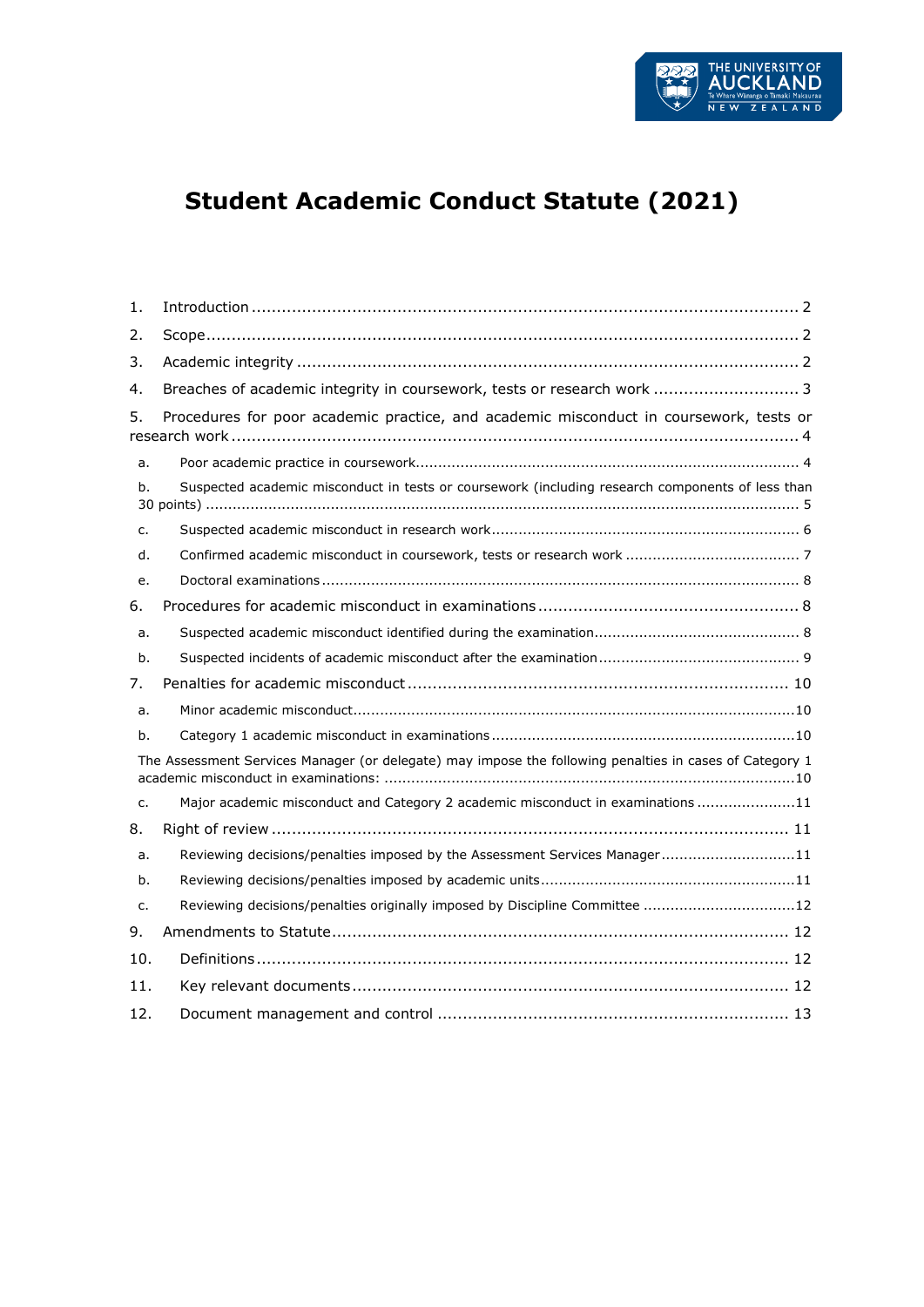# Student Academic Conduct Statute (2021)

1. Introduction .......... 2
2. Scope .......... 2
3. Academic integrity .......... 2
4. Breaches of academic integrity in coursework, tests or research work .......... 3
5. Procedures for poor academic practice, and academic misconduct in coursework, tests or research work .......... 4
   - a. Poor academic practice in coursework .......... 4
   - b. Suspected academic misconduct in tests or coursework (including research components of less than 30 points) .......... 5
   - c. Suspected academic misconduct in research work .......... 6
   - d. Confirmed academic misconduct in coursework, tests or research work .......... 7
   - e. Doctoral examinations .......... 8
6. Procedures for academic misconduct in examinations .......... 8
   - a. Suspected academic misconduct identified during the examination .......... 8
   - b. Suspected incidents of academic misconduct after the examination .......... 9
7. Penalties for academic misconduct .......... 10
   - a. Minor academic misconduct .......... 10
   - b. Category 1 academic misconduct in examinations .......... 10
   - The Assessment Services Manager (or delegate) may impose the following penalties in cases of Category 1 academic misconduct in examinations: .......... 10
   - c. Major academic misconduct and Category 2 academic misconduct in examinations .......... 11
8. Right of review .......... 11
   - a. Reviewing decisions/penalties imposed by the Assessment Services Manager .......... 11
   - b. Reviewing decisions/penalties imposed by academic units .......... 11
   - c. Reviewing decisions/penalties originally imposed by Discipline Committee .......... 12
9. Amendments to Statute .......... 12
10. Definitions .......... 12
11. Key relevant documents .......... 12
12. Document management and control .......... 13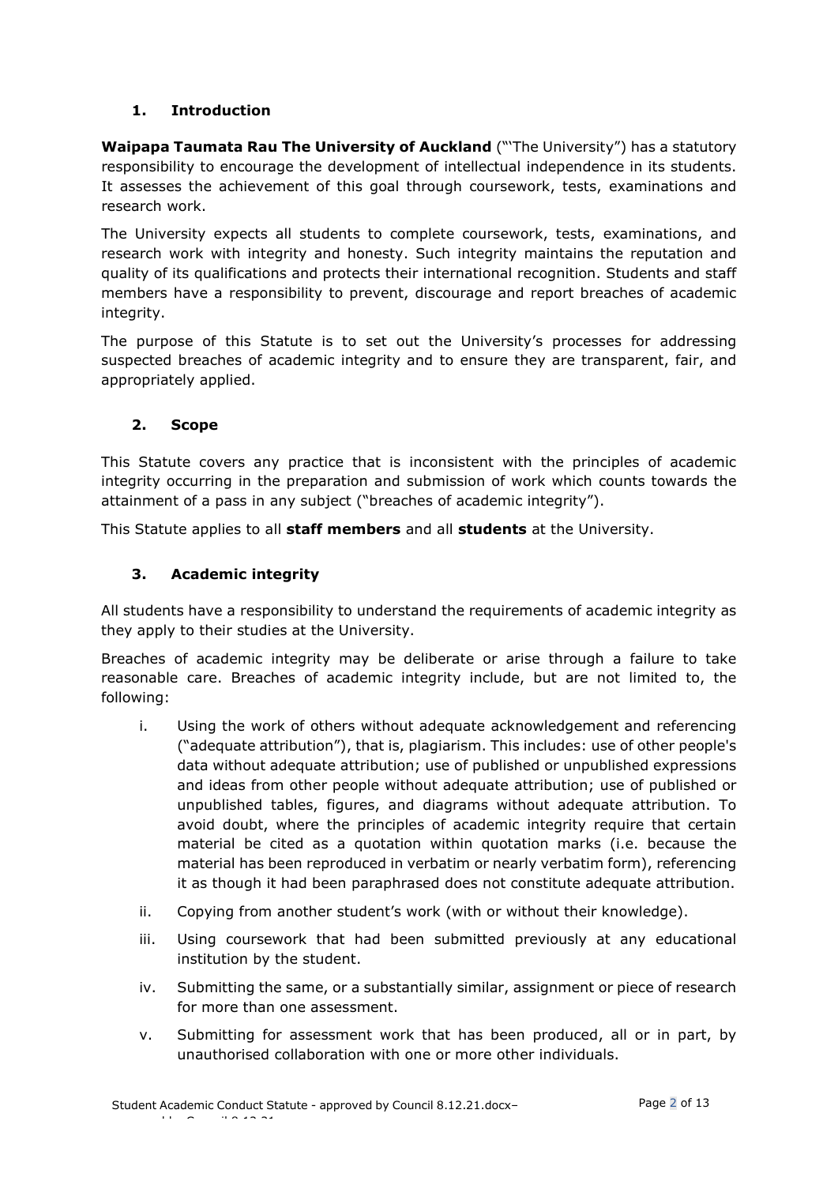## 1. Introduction

**Waipapa Taumata Rau The University of Auckland** ("'The University") has a statutory responsibility to encourage the development of intellectual independence in its students. It assesses the achievement of this goal through coursework, tests, examinations and research work.

The University expects all students to complete coursework, tests, examinations, and research work with integrity and honesty. Such integrity maintains the reputation and quality of its qualifications and protects their international recognition. Students and staff members have a responsibility to prevent, discourage and report breaches of academic integrity.

The purpose of this Statute is to set out the University's processes for addressing suspected breaches of academic integrity and to ensure they are transparent, fair, and appropriately applied.

## 2. Scope

This Statute covers any practice that is inconsistent with the principles of academic integrity occurring in the preparation and submission of work which counts towards the attainment of a pass in any subject ("breaches of academic integrity").

This Statute applies to all **staff members** and all **students** at the University.

## 3. Academic integrity

All students have a responsibility to understand the requirements of academic integrity as they apply to their studies at the University.

Breaches of academic integrity may be deliberate or arise through a failure to take reasonable care. Breaches of academic integrity include, but are not limited to, the following:

i. Using the work of others without adequate acknowledgement and referencing ("adequate attribution"), that is, plagiarism. This includes: use of other people's data without adequate attribution; use of published or unpublished expressions and ideas from other people without adequate attribution; use of published or unpublished tables, figures, and diagrams without adequate attribution. To avoid doubt, where the principles of academic integrity require that certain material be cited as a quotation within quotation marks (i.e. because the material has been reproduced in verbatim or nearly verbatim form), referencing it as though it had been paraphrased does not constitute adequate attribution.

ii. Copying from another student's work (with or without their knowledge).

iii. Using coursework that had been submitted previously at any educational institution by the student.

iv. Submitting the same, or a substantially similar, assignment or piece of research for more than one assessment.

v. Submitting for assessment work that has been produced, all or in part, by unauthorised collaboration with one or more other individuals.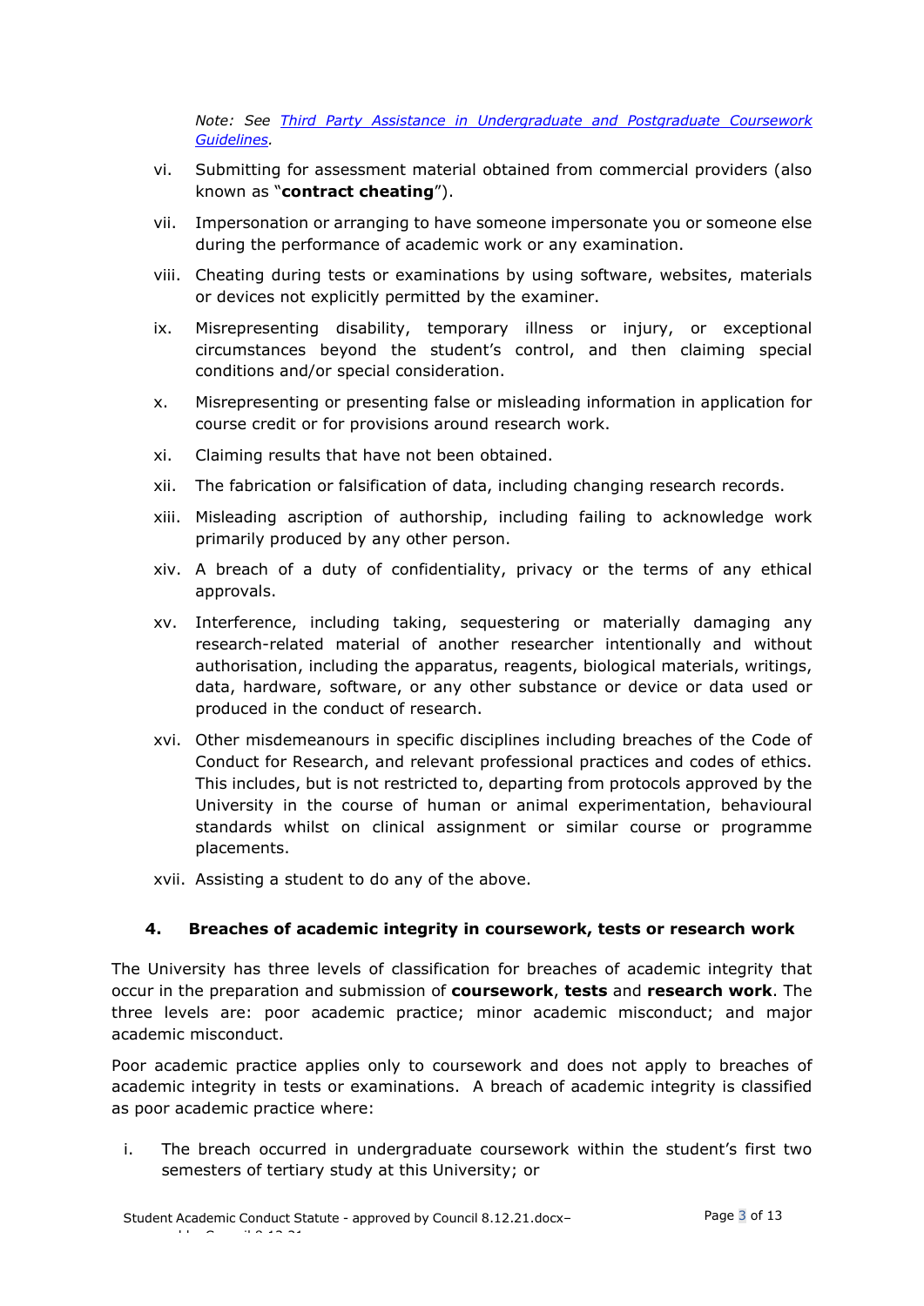*Note: See [Third Party Assistance in Undergraduate and Postgraduate Coursework Guidelines](#).*

vi. Submitting for assessment material obtained from commercial providers (also known as "**contract cheating**").

vii. Impersonation or arranging to have someone impersonate you or someone else during the performance of academic work or any examination.

viii. Cheating during tests or examinations by using software, websites, materials or devices not explicitly permitted by the examiner.

ix. Misrepresenting disability, temporary illness or injury, or exceptional circumstances beyond the student's control, and then claiming special conditions and/or special consideration.

x. Misrepresenting or presenting false or misleading information in application for course credit or for provisions around research work.

xi. Claiming results that have not been obtained.

xii. The fabrication or falsification of data, including changing research records.

xiii. Misleading ascription of authorship, including failing to acknowledge work primarily produced by any other person.

xiv. A breach of a duty of confidentiality, privacy or the terms of any ethical approvals.

xv. Interference, including taking, sequestering or materially damaging any research-related material of another researcher intentionally and without authorisation, including the apparatus, reagents, biological materials, writings, data, hardware, software, or any other substance or device or data used or produced in the conduct of research.

xvi. Other misdemeanours in specific disciplines including breaches of the Code of Conduct for Research, and relevant professional practices and codes of ethics. This includes, but is not restricted to, departing from protocols approved by the University in the course of human or animal experimentation, behavioural standards whilst on clinical assignment or similar course or programme placements.

xvii. Assisting a student to do any of the above.

## 4. Breaches of academic integrity in coursework, tests or research work

The University has three levels of classification for breaches of academic integrity that occur in the preparation and submission of **coursework**, **tests** and **research work**. The three levels are: poor academic practice; minor academic misconduct; and major academic misconduct.

Poor academic practice applies only to coursework and does not apply to breaches of academic integrity in tests or examinations. A breach of academic integrity is classified as poor academic practice where:

i. The breach occurred in undergraduate coursework within the student's first two semesters of tertiary study at this University; or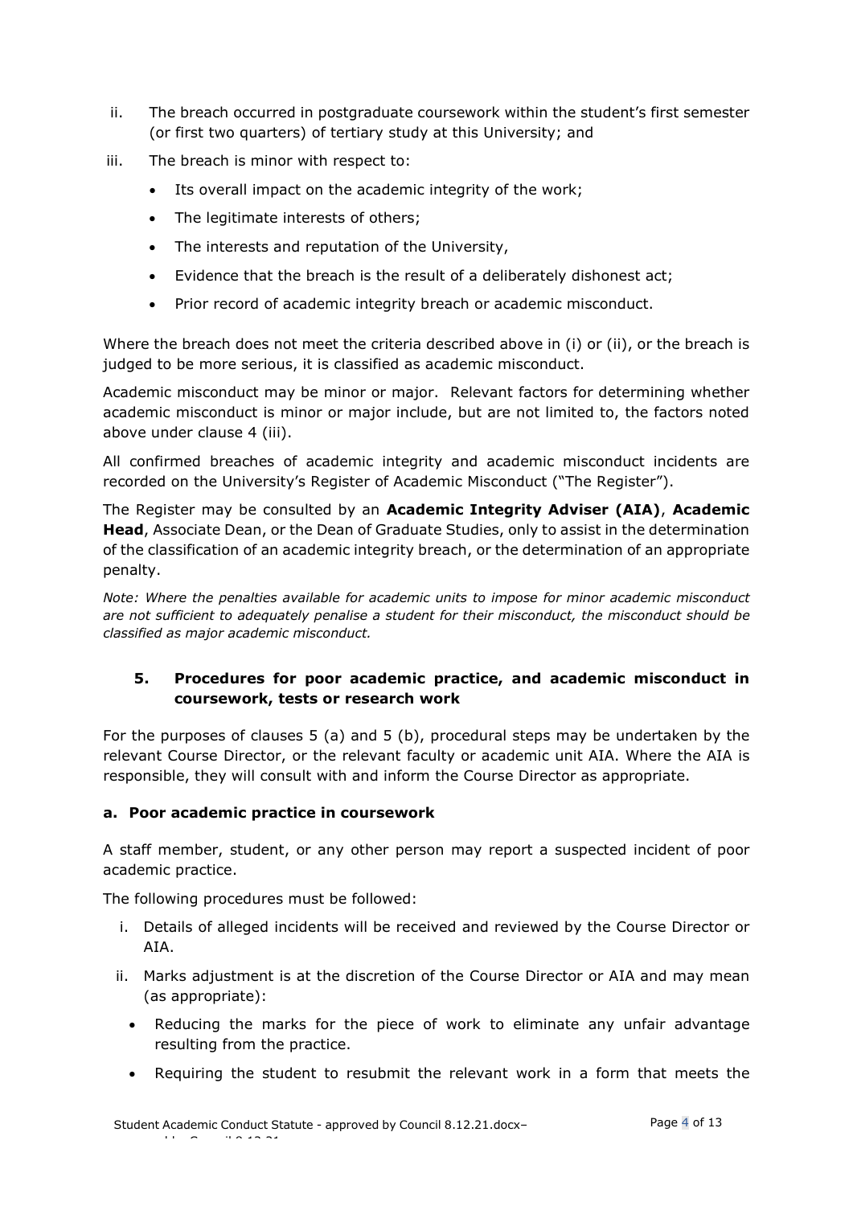ii. The breach occurred in postgraduate coursework within the student's first semester (or first two quarters) of tertiary study at this University; and

iii. The breach is minor with respect to:

- Its overall impact on the academic integrity of the work;
- The legitimate interests of others;
- The interests and reputation of the University,
- Evidence that the breach is the result of a deliberately dishonest act;
- Prior record of academic integrity breach or academic misconduct.

Where the breach does not meet the criteria described above in (i) or (ii), or the breach is judged to be more serious, it is classified as academic misconduct.

Academic misconduct may be minor or major. Relevant factors for determining whether academic misconduct is minor or major include, but are not limited to, the factors noted above under clause 4 (iii).

All confirmed breaches of academic integrity and academic misconduct incidents are recorded on the University's Register of Academic Misconduct ("The Register").

The Register may be consulted by an **Academic Integrity Adviser (AIA)**, **Academic Head**, Associate Dean, or the Dean of Graduate Studies, only to assist in the determination of the classification of an academic integrity breach, or the determination of an appropriate penalty.

*Note: Where the penalties available for academic units to impose for minor academic misconduct are not sufficient to adequately penalise a student for their misconduct, the misconduct should be classified as major academic misconduct.*

## 5. Procedures for poor academic practice, and academic misconduct in coursework, tests or research work

For the purposes of clauses 5 (a) and 5 (b), procedural steps may be undertaken by the relevant Course Director, or the relevant faculty or academic unit AIA. Where the AIA is responsible, they will consult with and inform the Course Director as appropriate.

### a. Poor academic practice in coursework

A staff member, student, or any other person may report a suspected incident of poor academic practice.

The following procedures must be followed:

i. Details of alleged incidents will be received and reviewed by the Course Director or AIA.

ii. Marks adjustment is at the discretion of the Course Director or AIA and may mean (as appropriate):

- Reducing the marks for the piece of work to eliminate any unfair advantage resulting from the practice.
- Requiring the student to resubmit the relevant work in a form that meets the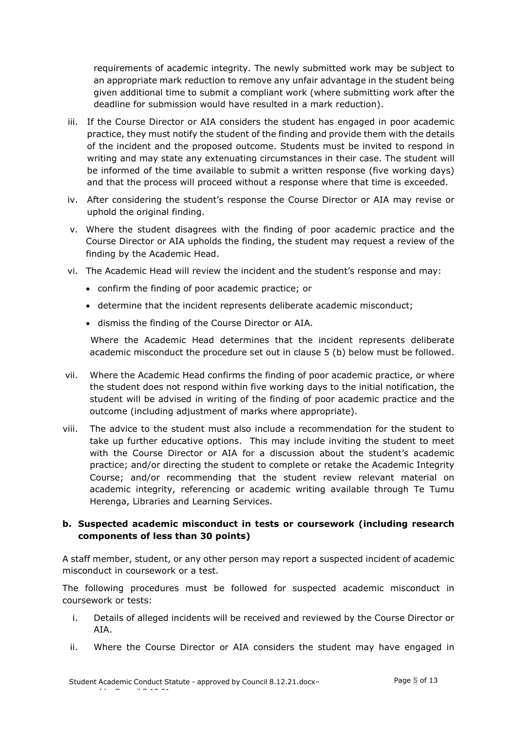requirements of academic integrity. The newly submitted work may be subject to an appropriate mark reduction to remove any unfair advantage in the student being given additional time to submit a compliant work (where submitting work after the deadline for submission would have resulted in a mark reduction).

iii. If the Course Director or AIA considers the student has engaged in poor academic practice, they must notify the student of the finding and provide them with the details of the incident and the proposed outcome. Students must be invited to respond in writing and may state any extenuating circumstances in their case. The student will be informed of the time available to submit a written response (five working days) and that the process will proceed without a response where that time is exceeded.

iv. After considering the student's response the Course Director or AIA may revise or uphold the original finding.

v. Where the student disagrees with the finding of poor academic practice and the Course Director or AIA upholds the finding, the student may request a review of the finding by the Academic Head.

vi. The Academic Head will review the incident and the student's response and may:

- confirm the finding of poor academic practice; or
- determine that the incident represents deliberate academic misconduct;
- dismiss the finding of the Course Director or AIA.

Where the Academic Head determines that the incident represents deliberate academic misconduct the procedure set out in clause 5 (b) below must be followed.

vii. Where the Academic Head confirms the finding of poor academic practice, or where the student does not respond within five working days to the initial notification, the student will be advised in writing of the finding of poor academic practice and the outcome (including adjustment of marks where appropriate).

viii. The advice to the student must also include a recommendation for the student to take up further educative options. This may include inviting the student to meet with the Course Director or AIA for a discussion about the student's academic practice; and/or directing the student to complete or retake the Academic Integrity Course; and/or recommending that the student review relevant material on academic integrity, referencing or academic writing available through Te Tumu Herenga, Libraries and Learning Services.

### b. Suspected academic misconduct in tests or coursework (including research components of less than 30 points)

A staff member, student, or any other person may report a suspected incident of academic misconduct in coursework or a test.

The following procedures must be followed for suspected academic misconduct in coursework or tests:

i. Details of alleged incidents will be received and reviewed by the Course Director or AIA.

ii. Where the Course Director or AIA considers the student may have engaged in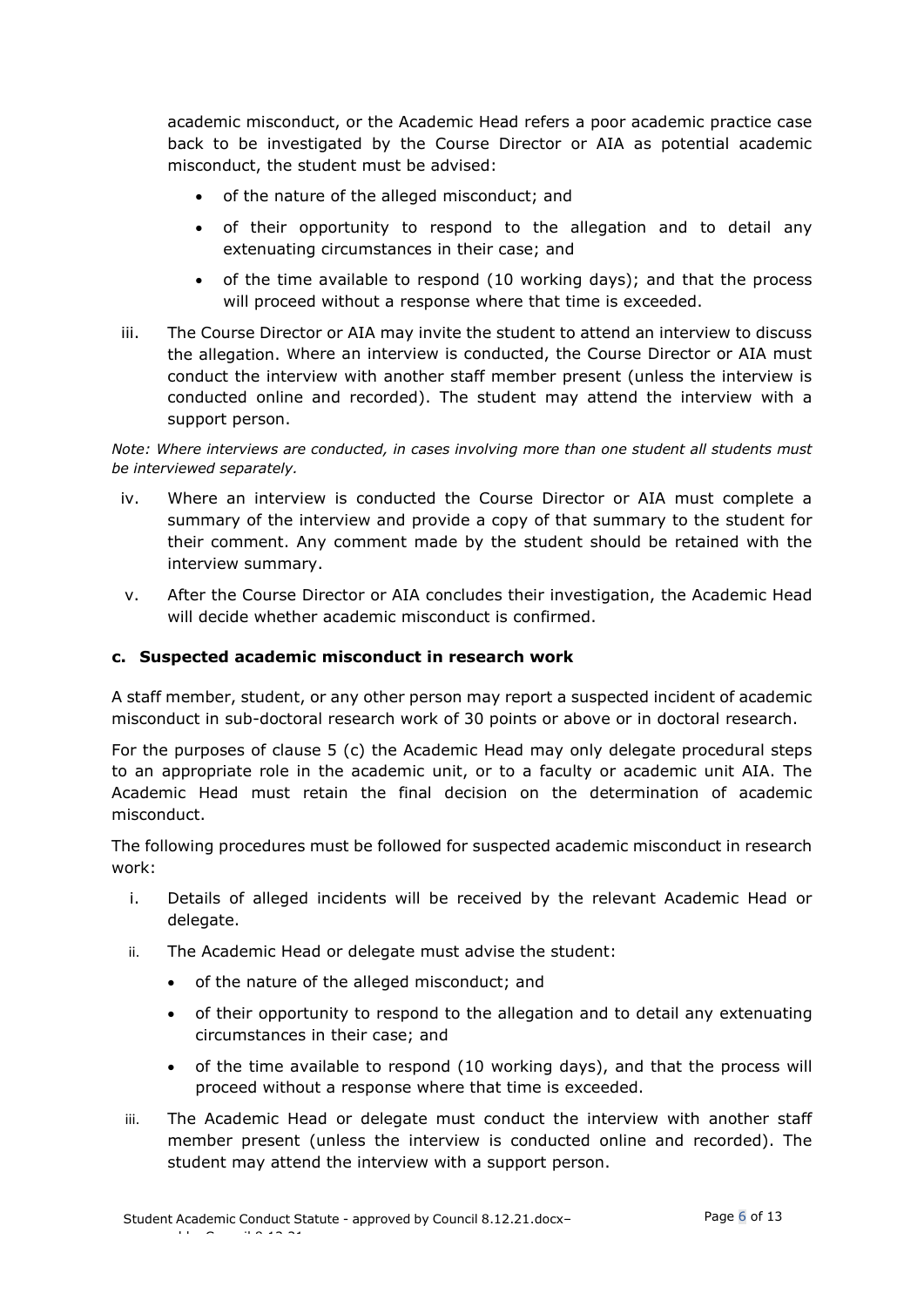academic misconduct, or the Academic Head refers a poor academic practice case back to be investigated by the Course Director or AIA as potential academic misconduct, the student must be advised:

- of the nature of the alleged misconduct; and
- of their opportunity to respond to the allegation and to detail any extenuating circumstances in their case; and
- of the time available to respond (10 working days); and that the process will proceed without a response where that time is exceeded.

iii. The Course Director or AIA may invite the student to attend an interview to discuss the allegation. Where an interview is conducted, the Course Director or AIA must conduct the interview with another staff member present (unless the interview is conducted online and recorded). The student may attend the interview with a support person.

*Note: Where interviews are conducted, in cases involving more than one student all students must be interviewed separately.*

iv. Where an interview is conducted the Course Director or AIA must complete a summary of the interview and provide a copy of that summary to the student for their comment. Any comment made by the student should be retained with the interview summary.

v. After the Course Director or AIA concludes their investigation, the Academic Head will decide whether academic misconduct is confirmed.

#### c. Suspected academic misconduct in research work

A staff member, student, or any other person may report a suspected incident of academic misconduct in sub-doctoral research work of 30 points or above or in doctoral research.

For the purposes of clause 5 (c) the Academic Head may only delegate procedural steps to an appropriate role in the academic unit, or to a faculty or academic unit AIA. The Academic Head must retain the final decision on the determination of academic misconduct.

The following procedures must be followed for suspected academic misconduct in research work:

i. Details of alleged incidents will be received by the relevant Academic Head or delegate.

ii. The Academic Head or delegate must advise the student:

- of the nature of the alleged misconduct; and
- of their opportunity to respond to the allegation and to detail any extenuating circumstances in their case; and
- of the time available to respond (10 working days), and that the process will proceed without a response where that time is exceeded.

iii. The Academic Head or delegate must conduct the interview with another staff member present (unless the interview is conducted online and recorded). The student may attend the interview with a support person.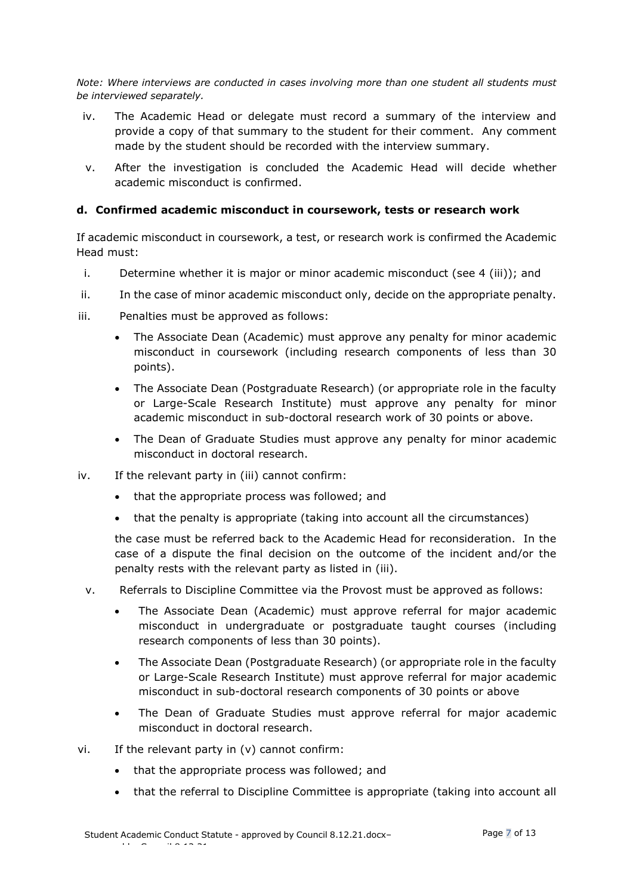*Note: Where interviews are conducted in cases involving more than one student all students must be interviewed separately.*

iv. The Academic Head or delegate must record a summary of the interview and provide a copy of that summary to the student for their comment. Any comment made by the student should be recorded with the interview summary.

v. After the investigation is concluded the Academic Head will decide whether academic misconduct is confirmed.

#### d. Confirmed academic misconduct in coursework, tests or research work

If academic misconduct in coursework, a test, or research work is confirmed the Academic Head must:

i. Determine whether it is major or minor academic misconduct (see 4 (iii)); and

ii. In the case of minor academic misconduct only, decide on the appropriate penalty.

iii. Penalties must be approved as follows:

- The Associate Dean (Academic) must approve any penalty for minor academic misconduct in coursework (including research components of less than 30 points).
- The Associate Dean (Postgraduate Research) (or appropriate role in the faculty or Large-Scale Research Institute) must approve any penalty for minor academic misconduct in sub-doctoral research work of 30 points or above.
- The Dean of Graduate Studies must approve any penalty for minor academic misconduct in doctoral research.

iv. If the relevant party in (iii) cannot confirm:

- that the appropriate process was followed; and
- that the penalty is appropriate (taking into account all the circumstances)

the case must be referred back to the Academic Head for reconsideration. In the case of a dispute the final decision on the outcome of the incident and/or the penalty rests with the relevant party as listed in (iii).

v. Referrals to Discipline Committee via the Provost must be approved as follows:

- The Associate Dean (Academic) must approve referral for major academic misconduct in undergraduate or postgraduate taught courses (including research components of less than 30 points).
- The Associate Dean (Postgraduate Research) (or appropriate role in the faculty or Large-Scale Research Institute) must approve referral for major academic misconduct in sub-doctoral research components of 30 points or above
- The Dean of Graduate Studies must approve referral for major academic misconduct in doctoral research.

vi. If the relevant party in (v) cannot confirm:

- that the appropriate process was followed; and
- that the referral to Discipline Committee is appropriate (taking into account all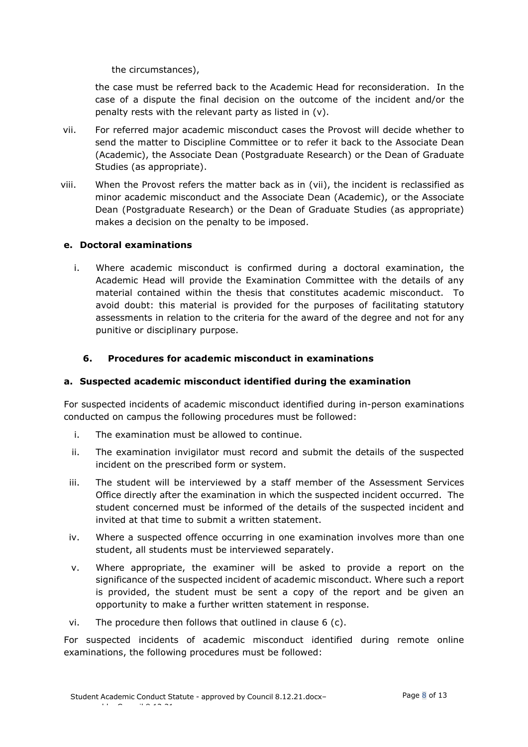the circumstances),

the case must be referred back to the Academic Head for reconsideration. In the case of a dispute the final decision on the outcome of the incident and/or the penalty rests with the relevant party as listed in (v).

vii. For referred major academic misconduct cases the Provost will decide whether to send the matter to Discipline Committee or to refer it back to the Associate Dean (Academic), the Associate Dean (Postgraduate Research) or the Dean of Graduate Studies (as appropriate).

viii. When the Provost refers the matter back as in (vii), the incident is reclassified as minor academic misconduct and the Associate Dean (Academic), or the Associate Dean (Postgraduate Research) or the Dean of Graduate Studies (as appropriate) makes a decision on the penalty to be imposed.

### e. Doctoral examinations

i. Where academic misconduct is confirmed during a doctoral examination, the Academic Head will provide the Examination Committee with the details of any material contained within the thesis that constitutes academic misconduct. To avoid doubt: this material is provided for the purposes of facilitating statutory assessments in relation to the criteria for the award of the degree and not for any punitive or disciplinary purpose.

## 6. Procedures for academic misconduct in examinations

### a. Suspected academic misconduct identified during the examination

For suspected incidents of academic misconduct identified during in-person examinations conducted on campus the following procedures must be followed:

i. The examination must be allowed to continue.

ii. The examination invigilator must record and submit the details of the suspected incident on the prescribed form or system.

iii. The student will be interviewed by a staff member of the Assessment Services Office directly after the examination in which the suspected incident occurred. The student concerned must be informed of the details of the suspected incident and invited at that time to submit a written statement.

iv. Where a suspected offence occurring in one examination involves more than one student, all students must be interviewed separately.

v. Where appropriate, the examiner will be asked to provide a report on the significance of the suspected incident of academic misconduct. Where such a report is provided, the student must be sent a copy of the report and be given an opportunity to make a further written statement in response.

vi. The procedure then follows that outlined in clause 6 (c).

For suspected incidents of academic misconduct identified during remote online examinations, the following procedures must be followed: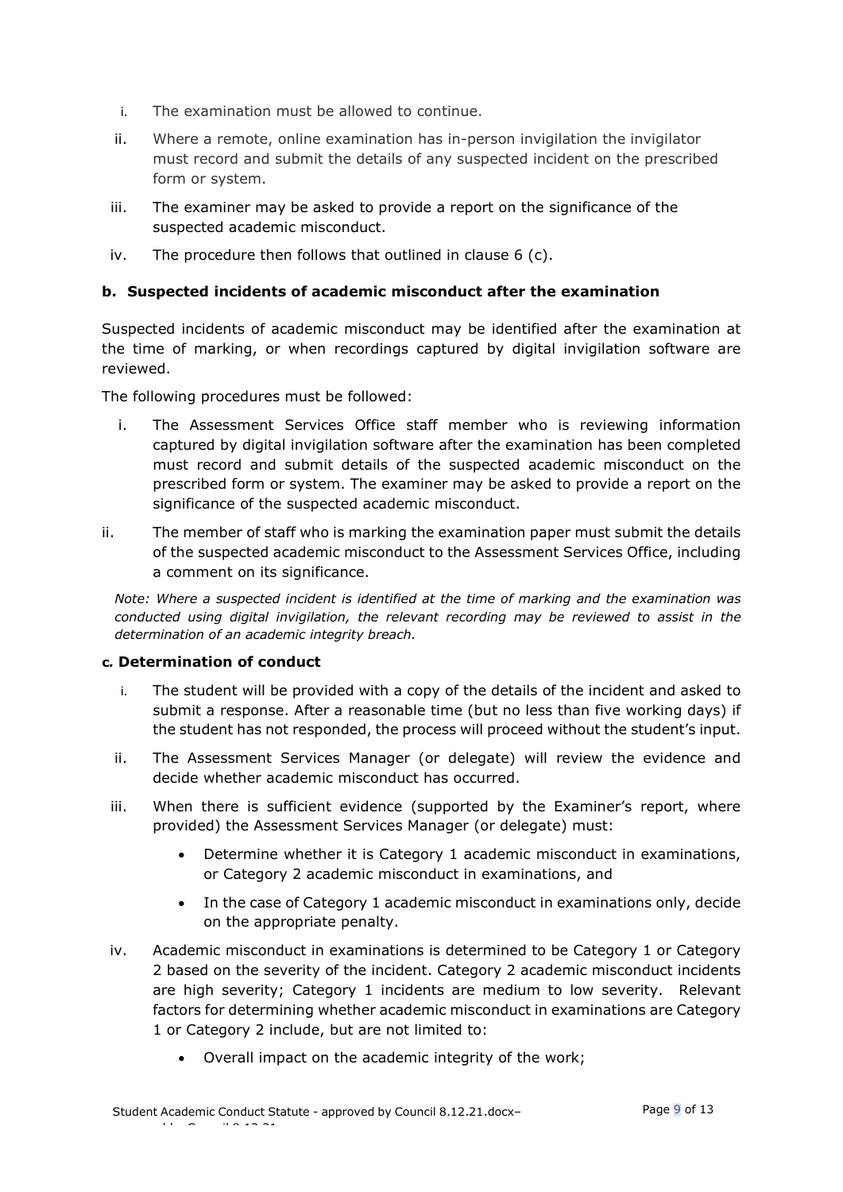i. The examination must be allowed to continue.

ii. Where a remote, online examination has in-person invigilation the invigilator must record and submit the details of any suspected incident on the prescribed form or system.

iii. The examiner may be asked to provide a report on the significance of the suspected academic misconduct.

iv. The procedure then follows that outlined in clause 6 (c).

**b. Suspected incidents of academic misconduct after the examination**

Suspected incidents of academic misconduct may be identified after the examination at the time of marking, or when recordings captured by digital invigilation software are reviewed.

The following procedures must be followed:

i. The Assessment Services Office staff member who is reviewing information captured by digital invigilation software after the examination has been completed must record and submit details of the suspected academic misconduct on the prescribed form or system. The examiner may be asked to provide a report on the significance of the suspected academic misconduct.

ii. The member of staff who is marking the examination paper must submit the details of the suspected academic misconduct to the Assessment Services Office, including a comment on its significance.

*Note: Where a suspected incident is identified at the time of marking and the examination was conducted using digital invigilation, the relevant recording may be reviewed to assist in the determination of an academic integrity breach.*

**c. Determination of conduct**

i. The student will be provided with a copy of the details of the incident and asked to submit a response. After a reasonable time (but no less than five working days) if the student has not responded, the process will proceed without the student's input.

ii. The Assessment Services Manager (or delegate) will review the evidence and decide whether academic misconduct has occurred.

iii. When there is sufficient evidence (supported by the Examiner's report, where provided) the Assessment Services Manager (or delegate) must:

- Determine whether it is Category 1 academic misconduct in examinations, or Category 2 academic misconduct in examinations, and
- In the case of Category 1 academic misconduct in examinations only, decide on the appropriate penalty.

iv. Academic misconduct in examinations is determined to be Category 1 or Category 2 based on the severity of the incident. Category 2 academic misconduct incidents are high severity; Category 1 incidents are medium to low severity. Relevant factors for determining whether academic misconduct in examinations are Category 1 or Category 2 include, but are not limited to:

- Overall impact on the academic integrity of the work;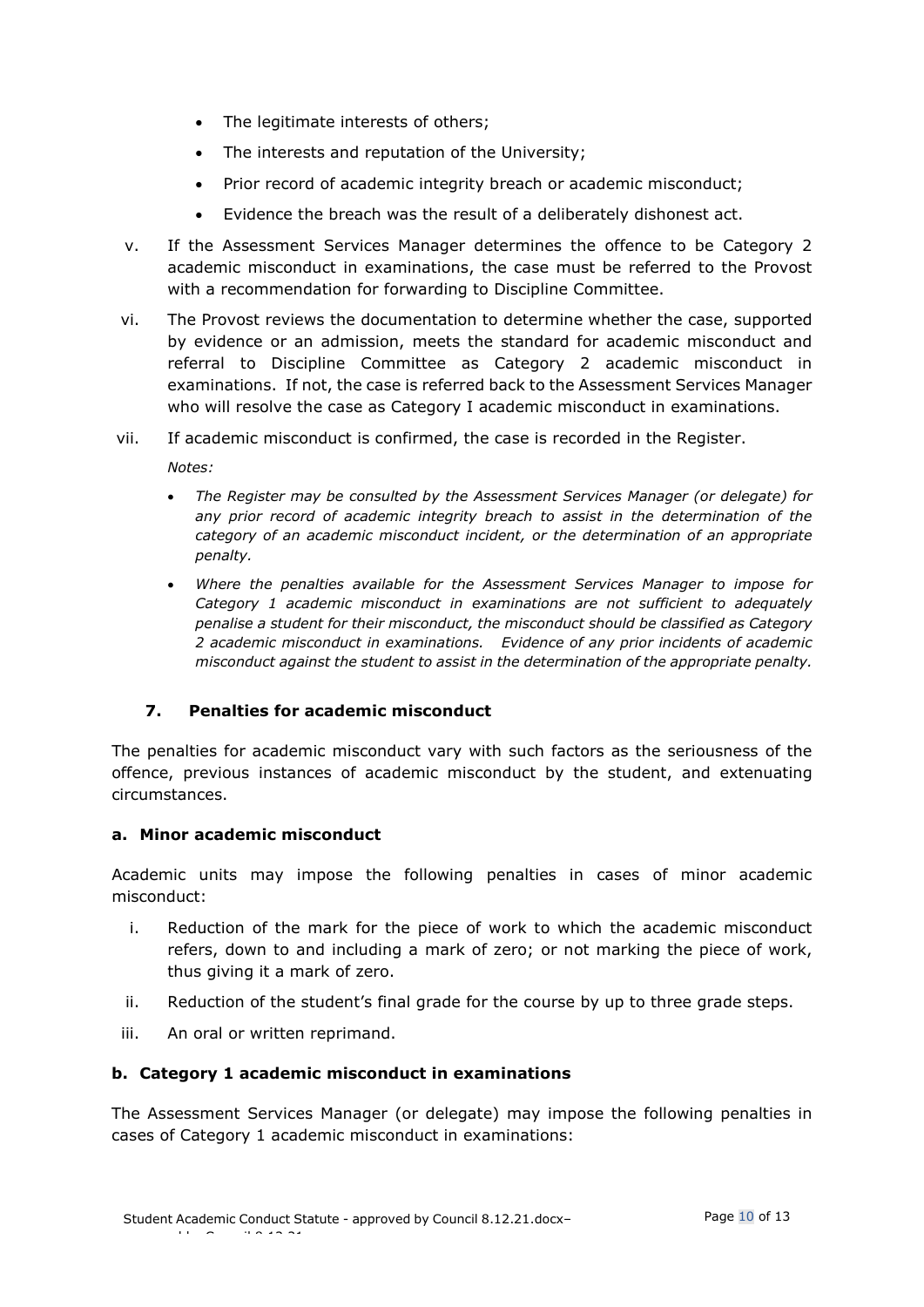- The legitimate interests of others;
- The interests and reputation of the University;
- Prior record of academic integrity breach or academic misconduct;
- Evidence the breach was the result of a deliberately dishonest act.

v. If the Assessment Services Manager determines the offence to be Category 2 academic misconduct in examinations, the case must be referred to the Provost with a recommendation for forwarding to Discipline Committee.

vi. The Provost reviews the documentation to determine whether the case, supported by evidence or an admission, meets the standard for academic misconduct and referral to Discipline Committee as Category 2 academic misconduct in examinations. If not, the case is referred back to the Assessment Services Manager who will resolve the case as Category I academic misconduct in examinations.

vii. If academic misconduct is confirmed, the case is recorded in the Register.

*Notes:*

- *The Register may be consulted by the Assessment Services Manager (or delegate) for any prior record of academic integrity breach to assist in the determination of the category of an academic misconduct incident, or the determination of an appropriate penalty.*
- *Where the penalties available for the Assessment Services Manager to impose for Category 1 academic misconduct in examinations are not sufficient to adequately penalise a student for their misconduct, the misconduct should be classified as Category 2 academic misconduct in examinations. Evidence of any prior incidents of academic misconduct against the student to assist in the determination of the appropriate penalty.*

## 7. Penalties for academic misconduct

The penalties for academic misconduct vary with such factors as the seriousness of the offence, previous instances of academic misconduct by the student, and extenuating circumstances.

### a. Minor academic misconduct

Academic units may impose the following penalties in cases of minor academic misconduct:

i. Reduction of the mark for the piece of work to which the academic misconduct refers, down to and including a mark of zero; or not marking the piece of work, thus giving it a mark of zero.

ii. Reduction of the student's final grade for the course by up to three grade steps.

iii. An oral or written reprimand.

### b. Category 1 academic misconduct in examinations

The Assessment Services Manager (or delegate) may impose the following penalties in cases of Category 1 academic misconduct in examinations: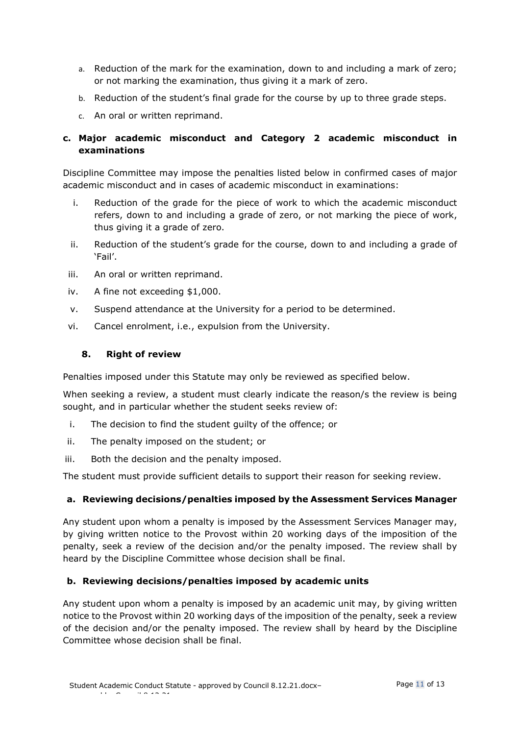a. Reduction of the mark for the examination, down to and including a mark of zero; or not marking the examination, thus giving it a mark of zero.

b. Reduction of the student's final grade for the course by up to three grade steps.

c. An oral or written reprimand.

### c. Major academic misconduct and Category 2 academic misconduct in examinations

Discipline Committee may impose the penalties listed below in confirmed cases of major academic misconduct and in cases of academic misconduct in examinations:

i. Reduction of the grade for the piece of work to which the academic misconduct refers, down to and including a grade of zero, or not marking the piece of work, thus giving it a grade of zero.

ii. Reduction of the student's grade for the course, down to and including a grade of 'Fail'.

iii. An oral or written reprimand.

iv. A fine not exceeding $1,000.

v. Suspend attendance at the University for a period to be determined.

vi. Cancel enrolment, i.e., expulsion from the University.

## 8. Right of review

Penalties imposed under this Statute may only be reviewed as specified below.

When seeking a review, a student must clearly indicate the reason/s the review is being sought, and in particular whether the student seeks review of:

i. The decision to find the student guilty of the offence; or

ii. The penalty imposed on the student; or

iii. Both the decision and the penalty imposed.

The student must provide sufficient details to support their reason for seeking review.

### a. Reviewing decisions/penalties imposed by the Assessment Services Manager

Any student upon whom a penalty is imposed by the Assessment Services Manager may, by giving written notice to the Provost within 20 working days of the imposition of the penalty, seek a review of the decision and/or the penalty imposed. The review shall by heard by the Discipline Committee whose decision shall be final.

### b. Reviewing decisions/penalties imposed by academic units

Any student upon whom a penalty is imposed by an academic unit may, by giving written notice to the Provost within 20 working days of the imposition of the penalty, seek a review of the decision and/or the penalty imposed. The review shall by heard by the Discipline Committee whose decision shall be final.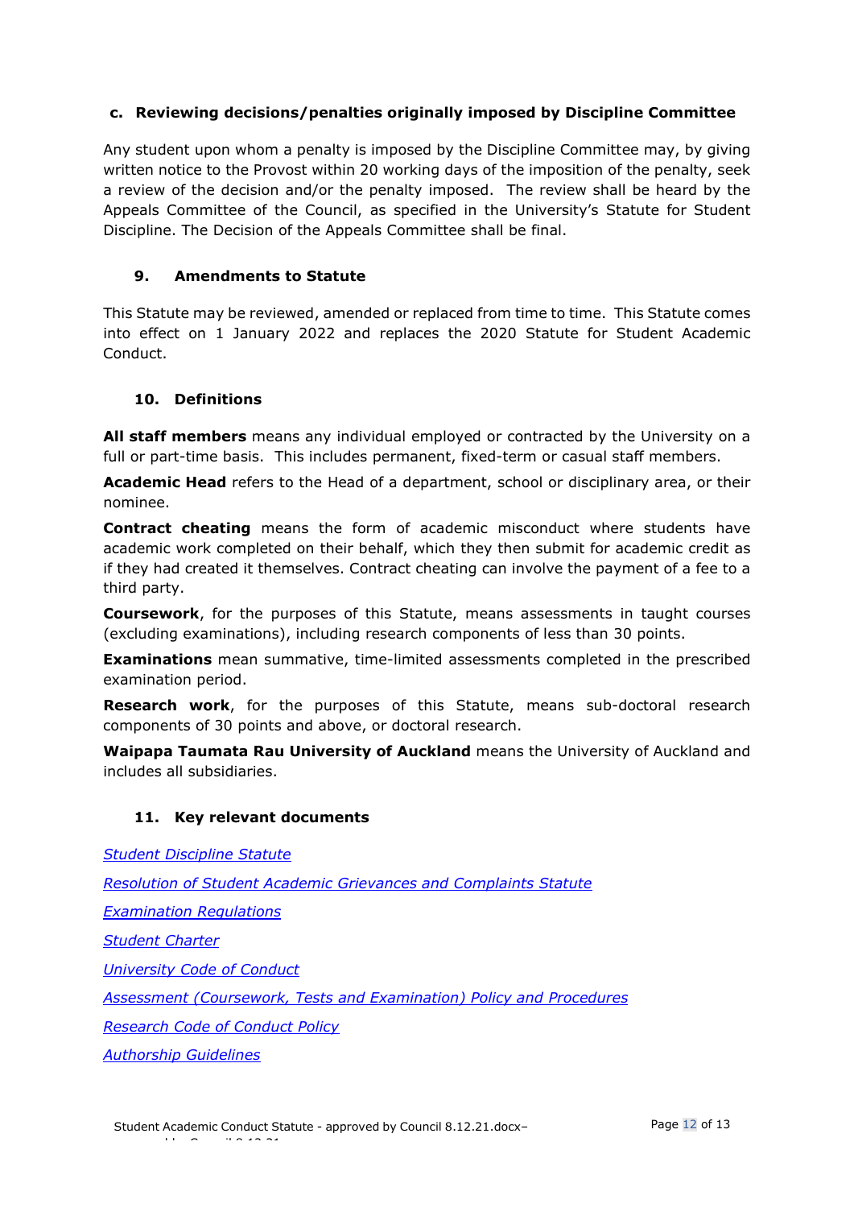### c. Reviewing decisions/penalties originally imposed by Discipline Committee

Any student upon whom a penalty is imposed by the Discipline Committee may, by giving written notice to the Provost within 20 working days of the imposition of the penalty, seek a review of the decision and/or the penalty imposed. The review shall be heard by the Appeals Committee of the Council, as specified in the University's Statute for Student Discipline. The Decision of the Appeals Committee shall be final.

## 9. Amendments to Statute

This Statute may be reviewed, amended or replaced from time to time. This Statute comes into effect on 1 January 2022 and replaces the 2020 Statute for Student Academic Conduct.

## 10. Definitions

**All staff members** means any individual employed or contracted by the University on a full or part-time basis. This includes permanent, fixed-term or casual staff members.

**Academic Head** refers to the Head of a department, school or disciplinary area, or their nominee.

**Contract cheating** means the form of academic misconduct where students have academic work completed on their behalf, which they then submit for academic credit as if they had created it themselves. Contract cheating can involve the payment of a fee to a third party.

**Coursework**, for the purposes of this Statute, means assessments in taught courses (excluding examinations), including research components of less than 30 points.

**Examinations** mean summative, time-limited assessments completed in the prescribed examination period.

**Research work**, for the purposes of this Statute, means sub-doctoral research components of 30 points and above, or doctoral research.

**Waipapa Taumata Rau University of Auckland** means the University of Auckland and includes all subsidiaries.

## 11. Key relevant documents

*Student Discipline Statute*

*Resolution of Student Academic Grievances and Complaints Statute*

*Examination Regulations*

*Student Charter*

*University Code of Conduct*

*Assessment (Coursework, Tests and Examination) Policy and Procedures*

*Research Code of Conduct Policy*

*Authorship Guidelines*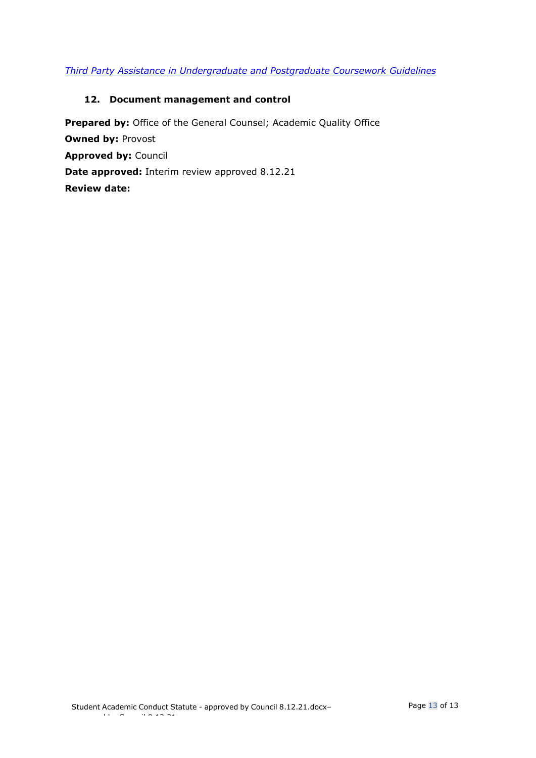*Third Party Assistance in Undergraduate and Postgraduate Coursework Guidelines*

## 12. Document management and control

**Prepared by:** Office of the General Counsel; Academic Quality Office

**Owned by:** Provost

**Approved by:** Council

**Date approved:** Interim review approved 8.12.21

**Review date:**